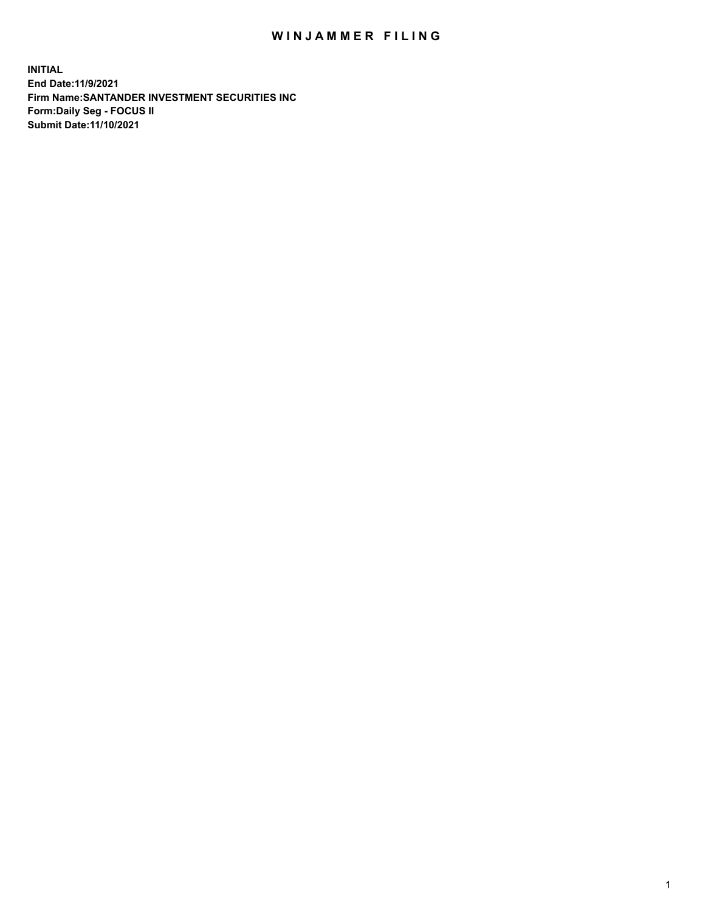# WINJAMMER FILING

**INITIAL**
**End Date:11/9/2021**
**Firm Name:SANTANDER INVESTMENT SECURITIES INC**
**Form:Daily Seg - FOCUS II**
**Submit Date:11/10/2021**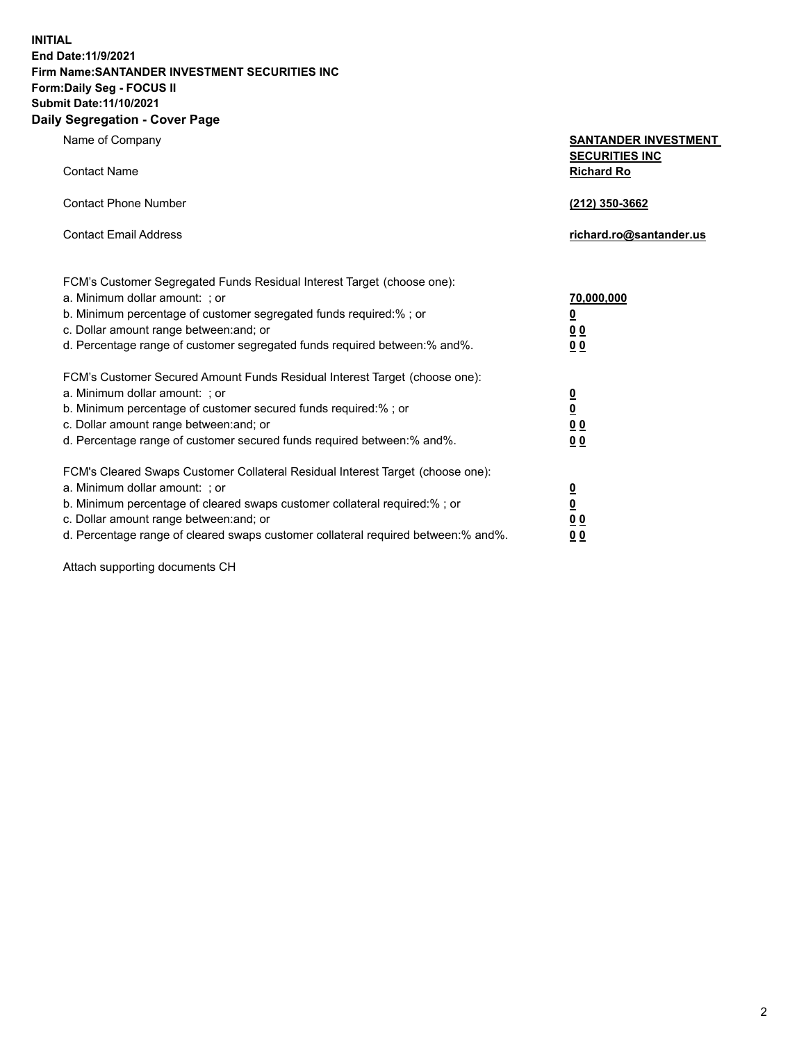**INITIAL**
**End Date:11/9/2021**
**Firm Name:SANTANDER INVESTMENT SECURITIES INC**
**Form:Daily Seg - FOCUS II**
**Submit Date:11/10/2021**

## Daily Segregation - Cover Page

| | |
|---|---|
| Name of Company | **SANTANDER INVESTMENT SECURITIES INC** |
| Contact Name | **Richard Ro** |
| Contact Phone Number | **(212) 350-3662** |
| Contact Email Address | **richard.ro@santander.us** |

| | |
|---|---|
| FCM's Customer Segregated Funds Residual Interest Target (choose one): | |
| a. Minimum dollar amount: ; or | **70,000,000** |
| b. Minimum percentage of customer segregated funds required:% ; or | **0** |
| c. Dollar amount range between:and; or | **0 0** |
| d. Percentage range of customer segregated funds required between:% and%. | **0 0** |
| FCM's Customer Secured Amount Funds Residual Interest Target (choose one): | |
| a. Minimum dollar amount: ; or | **0** |
| b. Minimum percentage of customer secured funds required:% ; or | **0** |
| c. Dollar amount range between:and; or | **0 0** |
| d. Percentage range of customer secured funds required between:% and%. | **0 0** |
| FCM's Cleared Swaps Customer Collateral Residual Interest Target (choose one): | |
| a. Minimum dollar amount: ; or | **0** |
| b. Minimum percentage of cleared swaps customer collateral required:% ; or | **0** |
| c. Dollar amount range between:and; or | **0 0** |
| d. Percentage range of cleared swaps customer collateral required between:% and%. | **0 0** |

Attach supporting documents CH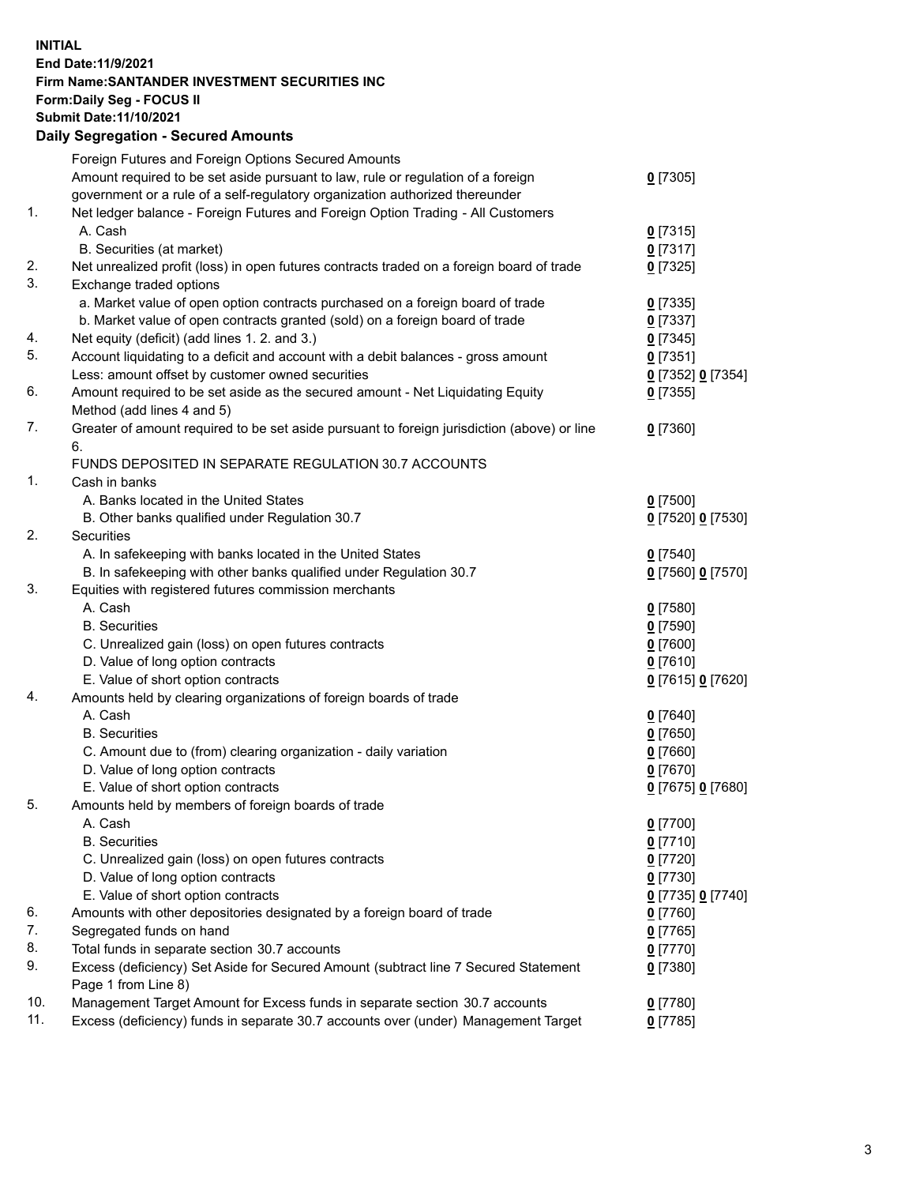**INITIAL**
**End Date:11/9/2021**
**Firm Name:SANTANDER INVESTMENT SECURITIES INC**
**Form:Daily Seg - FOCUS II**
**Submit Date:11/10/2021**

## Daily Segregation - Secured Amounts

| | | |
|---|---|---|
| | Foreign Futures and Foreign Options Secured Amounts | |
| | Amount required to be set aside pursuant to law, rule or regulation of a foreign government or a rule of a self-regulatory organization authorized thereunder | 0 [7305] |
| 1. | Net ledger balance - Foreign Futures and Foreign Option Trading - All Customers | |
| | A. Cash | 0 [7315] |
| | B. Securities (at market) | 0 [7317] |
| 2. | Net unrealized profit (loss) in open futures contracts traded on a foreign board of trade | 0 [7325] |
| 3. | Exchange traded options | |
| | a. Market value of open option contracts purchased on a foreign board of trade | 0 [7335] |
| | b. Market value of open contracts granted (sold) on a foreign board of trade | 0 [7337] |
| 4. | Net equity (deficit) (add lines 1. 2. and 3.) | 0 [7345] |
| 5. | Account liquidating to a deficit and account with a debit balances - gross amount | 0 [7351] |
| | Less: amount offset by customer owned securities | 0 [7352] 0 [7354] |
| 6. | Amount required to be set aside as the secured amount - Net Liquidating Equity Method (add lines 4 and 5) | 0 [7355] |
| 7. | Greater of amount required to be set aside pursuant to foreign jurisdiction (above) or line 6. | 0 [7360] |
| | FUNDS DEPOSITED IN SEPARATE REGULATION 30.7 ACCOUNTS | |
| 1. | Cash in banks | |
| | A. Banks located in the United States | 0 [7500] |
| | B. Other banks qualified under Regulation 30.7 | 0 [7520] 0 [7530] |
| 2. | Securities | |
| | A. In safekeeping with banks located in the United States | 0 [7540] |
| | B. In safekeeping with other banks qualified under Regulation 30.7 | 0 [7560] 0 [7570] |
| 3. | Equities with registered futures commission merchants | |
| | A. Cash | 0 [7580] |
| | B. Securities | 0 [7590] |
| | C. Unrealized gain (loss) on open futures contracts | 0 [7600] |
| | D. Value of long option contracts | 0 [7610] |
| | E. Value of short option contracts | 0 [7615] 0 [7620] |
| 4. | Amounts held by clearing organizations of foreign boards of trade | |
| | A. Cash | 0 [7640] |
| | B. Securities | 0 [7650] |
| | C. Amount due to (from) clearing organization - daily variation | 0 [7660] |
| | D. Value of long option contracts | 0 [7670] |
| | E. Value of short option contracts | 0 [7675] 0 [7680] |
| 5. | Amounts held by members of foreign boards of trade | |
| | A. Cash | 0 [7700] |
| | B. Securities | 0 [7710] |
| | C. Unrealized gain (loss) on open futures contracts | 0 [7720] |
| | D. Value of long option contracts | 0 [7730] |
| | E. Value of short option contracts | 0 [7735] 0 [7740] |
| 6. | Amounts with other depositories designated by a foreign board of trade | 0 [7760] |
| 7. | Segregated funds on hand | 0 [7765] |
| 8. | Total funds in separate section 30.7 accounts | 0 [7770] |
| 9. | Excess (deficiency) Set Aside for Secured Amount (subtract line 7 Secured Statement Page 1 from Line 8) | 0 [7380] |
| 10. | Management Target Amount for Excess funds in separate section 30.7 accounts | 0 [7780] |
| 11. | Excess (deficiency) funds in separate 30.7 accounts over (under) Management Target | 0 [7785] |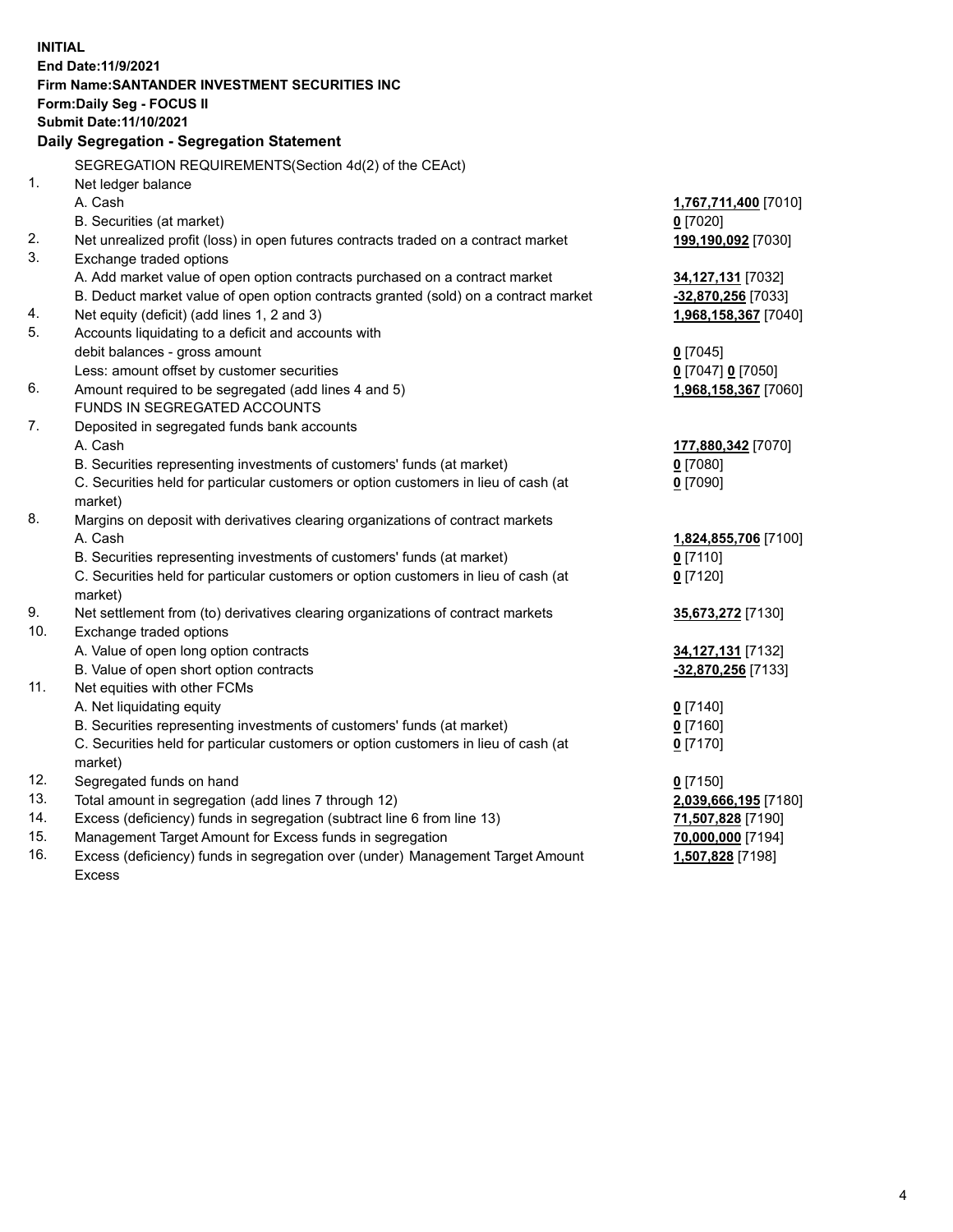**INITIAL**
**End Date:11/9/2021**
**Firm Name:SANTANDER INVESTMENT SECURITIES INC**
**Form:Daily Seg - FOCUS II**
**Submit Date:11/10/2021**

**Daily Segregation - Segregation Statement**

SEGREGATION REQUIREMENTS(Section 4d(2) of the CEAct)

| | | |
|---|---|---|
| 1. | Net ledger balance | |
| | A. Cash | **1,767,711,400** [7010] |
| | B. Securities (at market) | **0** [7020] |
| 2. | Net unrealized profit (loss) in open futures contracts traded on a contract market | **199,190,092** [7030] |
| 3. | Exchange traded options | |
| | A. Add market value of open option contracts purchased on a contract market | **34,127,131** [7032] |
| | B. Deduct market value of open option contracts granted (sold) on a contract market | **-32,870,256** [7033] |
| 4. | Net equity (deficit) (add lines 1, 2 and 3) | **1,968,158,367** [7040] |
| 5. | Accounts liquidating to a deficit and accounts with | |
| | debit balances - gross amount | **0** [7045] |
| | Less: amount offset by customer securities | **0** [7047] **0** [7050] |
| 6. | Amount required to be segregated (add lines 4 and 5) | **1,968,158,367** [7060] |
| | FUNDS IN SEGREGATED ACCOUNTS | |
| 7. | Deposited in segregated funds bank accounts | |
| | A. Cash | **177,880,342** [7070] |
| | B. Securities representing investments of customers' funds (at market) | **0** [7080] |
| | C. Securities held for particular customers or option customers in lieu of cash (at market) | **0** [7090] |
| 8. | Margins on deposit with derivatives clearing organizations of contract markets | |
| | A. Cash | **1,824,855,706** [7100] |
| | B. Securities representing investments of customers' funds (at market) | **0** [7110] |
| | C. Securities held for particular customers or option customers in lieu of cash (at market) | **0** [7120] |
| 9. | Net settlement from (to) derivatives clearing organizations of contract markets | **35,673,272** [7130] |
| 10. | Exchange traded options | |
| | A. Value of open long option contracts | **34,127,131** [7132] |
| | B. Value of open short option contracts | **-32,870,256** [7133] |
| 11. | Net equities with other FCMs | |
| | A. Net liquidating equity | **0** [7140] |
| | B. Securities representing investments of customers' funds (at market) | **0** [7160] |
| | C. Securities held for particular customers or option customers in lieu of cash (at market) | **0** [7170] |
| 12. | Segregated funds on hand | **0** [7150] |
| 13. | Total amount in segregation (add lines 7 through 12) | **2,039,666,195** [7180] |
| 14. | Excess (deficiency) funds in segregation (subtract line 6 from line 13) | **71,507,828** [7190] |
| 15. | Management Target Amount for Excess funds in segregation | **70,000,000** [7194] |
| 16. | Excess (deficiency) funds in segregation over (under) Management Target Amount Excess | **1,507,828** [7198] |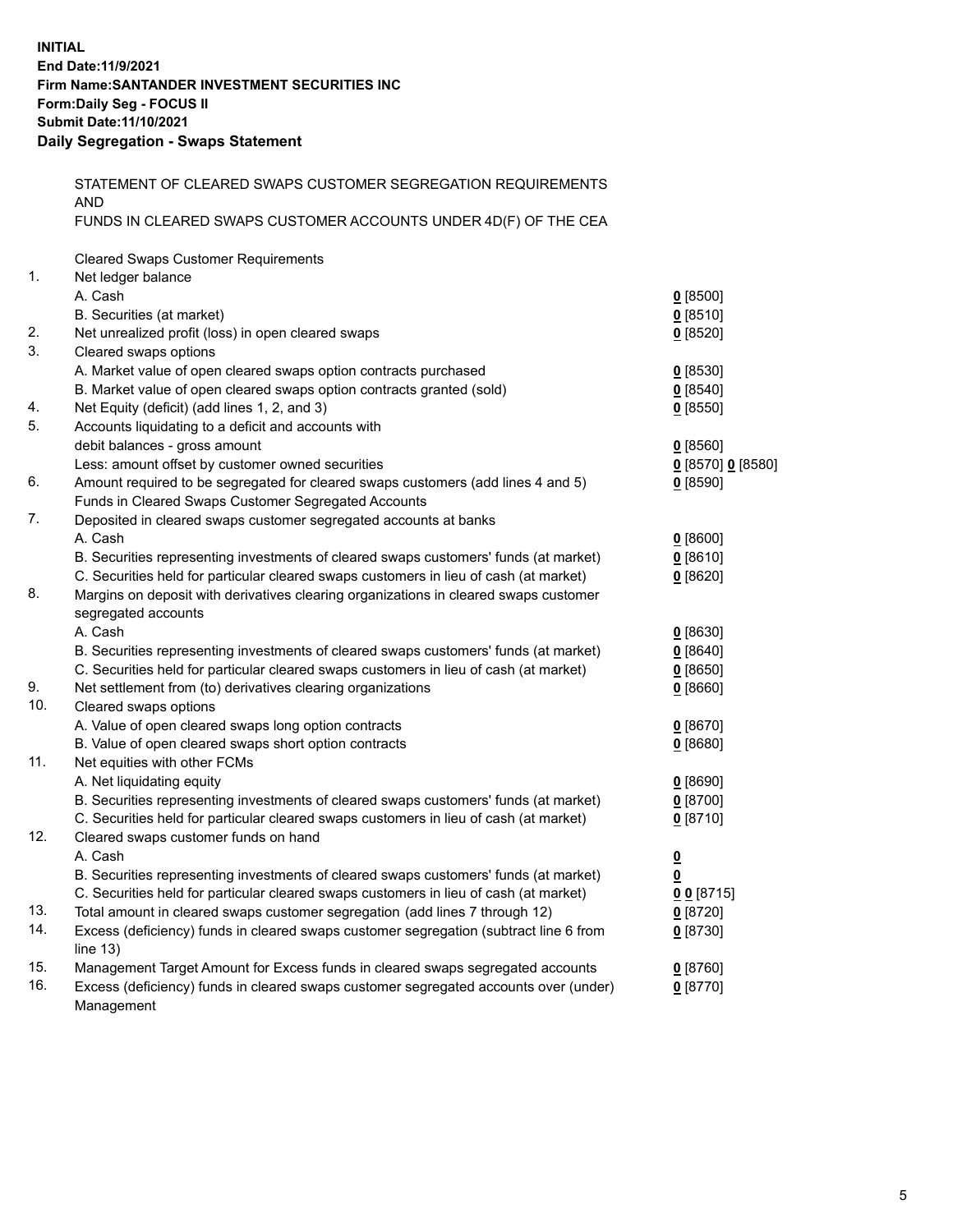**INITIAL**
**End Date:11/9/2021**
**Firm Name:SANTANDER INVESTMENT SECURITIES INC**
**Form:Daily Seg - FOCUS II**
**Submit Date:11/10/2021**
**Daily Segregation - Swaps Statement**

STATEMENT OF CLEARED SWAPS CUSTOMER SEGREGATION REQUIREMENTS AND FUNDS IN CLEARED SWAPS CUSTOMER ACCOUNTS UNDER 4D(F) OF THE CEA

| | | |
|---|---|---|
| | Cleared Swaps Customer Requirements | |
| 1. | Net ledger balance | |
| | A. Cash | 0 [8500] |
| | B. Securities (at market) | 0 [8510] |
| 2. | Net unrealized profit (loss) in open cleared swaps | 0 [8520] |
| 3. | Cleared swaps options | |
| | A. Market value of open cleared swaps option contracts purchased | 0 [8530] |
| | B. Market value of open cleared swaps option contracts granted (sold) | 0 [8540] |
| 4. | Net Equity (deficit) (add lines 1, 2, and 3) | 0 [8550] |
| 5. | Accounts liquidating to a deficit and accounts with | |
| | debit balances - gross amount | 0 [8560] |
| | Less: amount offset by customer owned securities | 0 [8570] 0 [8580] |
| 6. | Amount required to be segregated for cleared swaps customers (add lines 4 and 5) | 0 [8590] |
| | Funds in Cleared Swaps Customer Segregated Accounts | |
| 7. | Deposited in cleared swaps customer segregated accounts at banks | |
| | A. Cash | 0 [8600] |
| | B. Securities representing investments of cleared swaps customers' funds (at market) | 0 [8610] |
| | C. Securities held for particular cleared swaps customers in lieu of cash (at market) | 0 [8620] |
| 8. | Margins on deposit with derivatives clearing organizations in cleared swaps customer segregated accounts | |
| | A. Cash | 0 [8630] |
| | B. Securities representing investments of cleared swaps customers' funds (at market) | 0 [8640] |
| | C. Securities held for particular cleared swaps customers in lieu of cash (at market) | 0 [8650] |
| 9. | Net settlement from (to) derivatives clearing organizations | 0 [8660] |
| 10. | Cleared swaps options | |
| | A. Value of open cleared swaps long option contracts | 0 [8670] |
| | B. Value of open cleared swaps short option contracts | 0 [8680] |
| 11. | Net equities with other FCMs | |
| | A. Net liquidating equity | 0 [8690] |
| | B. Securities representing investments of cleared swaps customers' funds (at market) | 0 [8700] |
| | C. Securities held for particular cleared swaps customers in lieu of cash (at market) | 0 [8710] |
| 12. | Cleared swaps customer funds on hand | |
| | A. Cash | 0 |
| | B. Securities representing investments of cleared swaps customers' funds (at market) | 0 |
| | C. Securities held for particular cleared swaps customers in lieu of cash (at market) | 0 0 [8715] |
| 13. | Total amount in cleared swaps customer segregation (add lines 7 through 12) | 0 [8720] |
| 14. | Excess (deficiency) funds in cleared swaps customer segregation (subtract line 6 from line 13) | 0 [8730] |
| 15. | Management Target Amount for Excess funds in cleared swaps segregated accounts | 0 [8760] |
| 16. | Excess (deficiency) funds in cleared swaps customer segregated accounts over (under) Management | 0 [8770] |